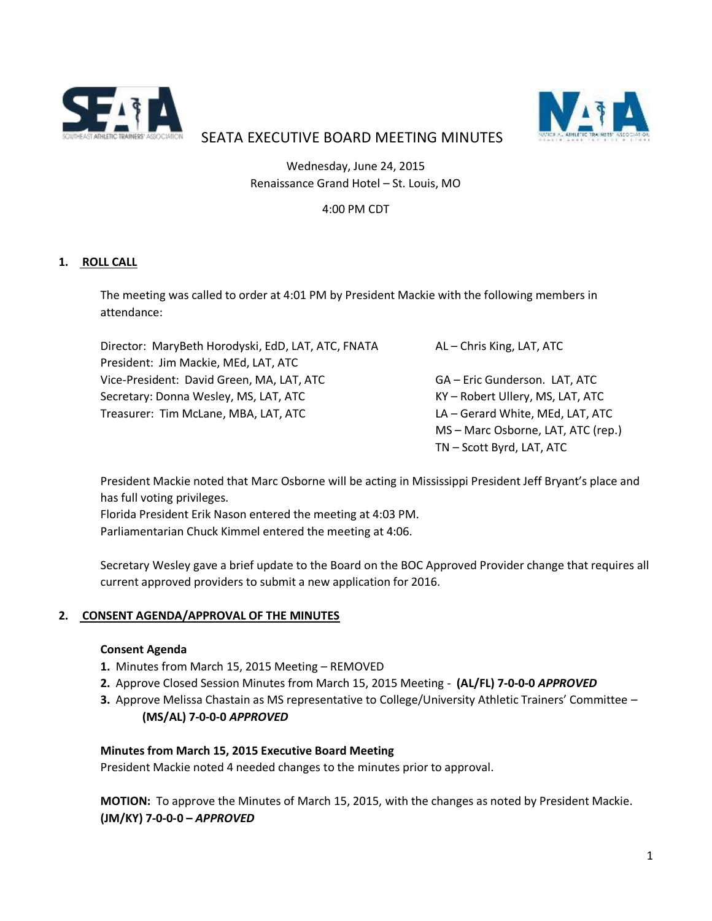# SEATA EXECUTIVE BOARD MEETING MINUTES

Wednesday, June 24, 2015
Renaissance Grand Hotel – St. Louis, MO

4:00 PM CDT

## 1. ROLL CALL

The meeting was called to order at 4:01 PM by President Mackie with the following members in attendance:

Director: MaryBeth Horodyski, EdD, LAT, ATC, FNATA
President: Jim Mackie, MEd, LAT, ATC
Vice-President: David Green, MA, LAT, ATC
Secretary: Donna Wesley, MS, LAT, ATC
Treasurer: Tim McLane, MBA, LAT, ATC

AL – Chris King, LAT, ATC
GA – Eric Gunderson. LAT, ATC
KY – Robert Ullery, MS, LAT, ATC
LA – Gerard White, MEd, LAT, ATC
MS – Marc Osborne, LAT, ATC (rep.)
TN – Scott Byrd, LAT, ATC

President Mackie noted that Marc Osborne will be acting in Mississippi President Jeff Bryant's place and has full voting privileges.
Florida President Erik Nason entered the meeting at 4:03 PM.
Parliamentarian Chuck Kimmel entered the meeting at 4:06.

Secretary Wesley gave a brief update to the Board on the BOC Approved Provider change that requires all current approved providers to submit a new application for 2016.

## 2. CONSENT AGENDA/APPROVAL OF THE MINUTES

### Consent Agenda

1. Minutes from March 15, 2015 Meeting – REMOVED
2. Approve Closed Session Minutes from March 15, 2015 Meeting - **(AL/FL) 7-0-0-0** ***APPROVED***
3. Approve Melissa Chastain as MS representative to College/University Athletic Trainers' Committee – **(MS/AL) 7-0-0-0** ***APPROVED***

### Minutes from March 15, 2015 Executive Board Meeting

President Mackie noted 4 needed changes to the minutes prior to approval.

**MOTION:** To approve the Minutes of March 15, 2015, with the changes as noted by President Mackie. **(JM/KY) 7-0-0-0 –** ***APPROVED***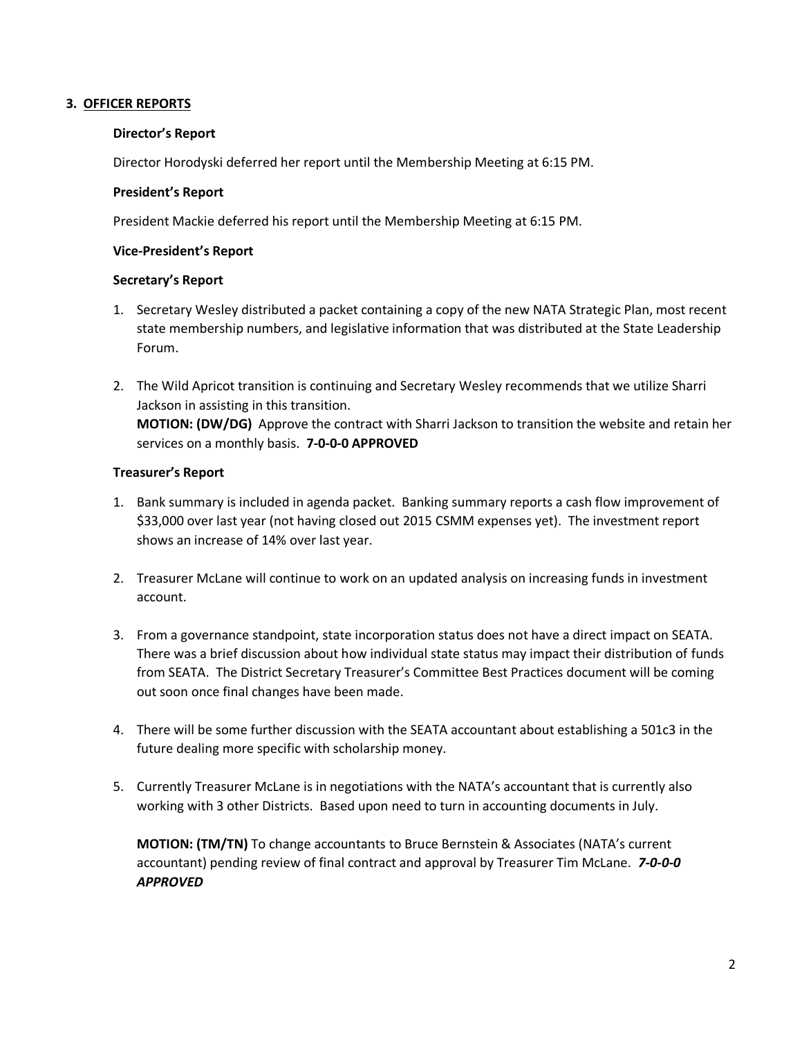## 3. OFFICER REPORTS

### Director's Report

Director Horodyski deferred her report until the Membership Meeting at 6:15 PM.

### President's Report

President Mackie deferred his report until the Membership Meeting at 6:15 PM.

### Vice-President's Report

### Secretary's Report

1. Secretary Wesley distributed a packet containing a copy of the new NATA Strategic Plan, most recent state membership numbers, and legislative information that was distributed at the State Leadership Forum.

2. The Wild Apricot transition is continuing and Secretary Wesley recommends that we utilize Sharri Jackson in assisting in this transition.
   **MOTION: (DW/DG)** Approve the contract with Sharri Jackson to transition the website and retain her services on a monthly basis. **7-0-0-0 APPROVED**

### Treasurer's Report

1. Bank summary is included in agenda packet. Banking summary reports a cash flow improvement of $33,000 over last year (not having closed out 2015 CSMM expenses yet). The investment report shows an increase of 14% over last year.

2. Treasurer McLane will continue to work on an updated analysis on increasing funds in investment account.

3. From a governance standpoint, state incorporation status does not have a direct impact on SEATA. There was a brief discussion about how individual state status may impact their distribution of funds from SEATA. The District Secretary Treasurer's Committee Best Practices document will be coming out soon once final changes have been made.

4. There will be some further discussion with the SEATA accountant about establishing a 501c3 in the future dealing more specific with scholarship money.

5. Currently Treasurer McLane is in negotiations with the NATA's accountant that is currently also working with 3 other Districts. Based upon need to turn in accounting documents in July.

   **MOTION: (TM/TN)** To change accountants to Bruce Bernstein & Associates (NATA's current accountant) pending review of final contract and approval by Treasurer Tim McLane. ***7-0-0-0 APPROVED***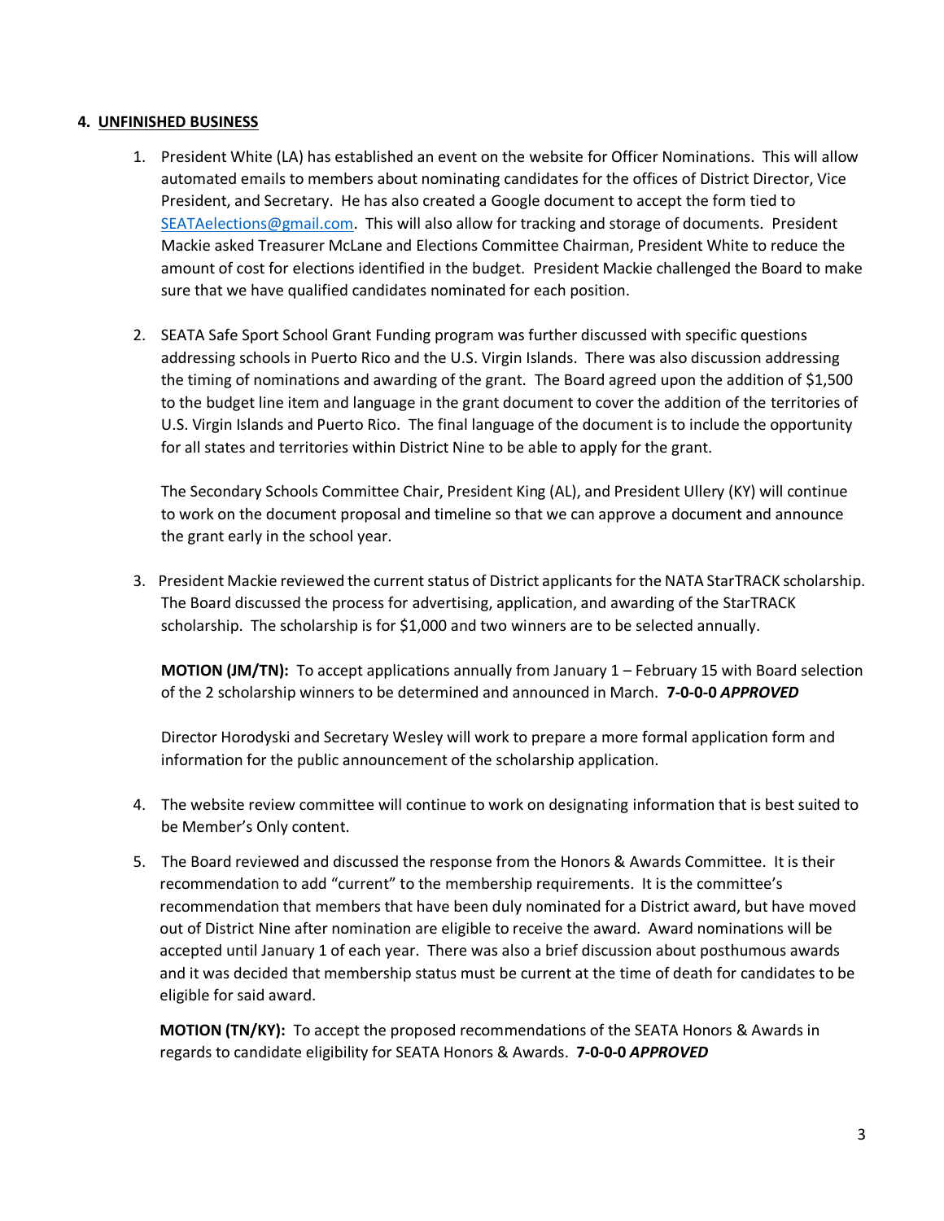## 4. UNFINISHED BUSINESS

1. President White (LA) has established an event on the website for Officer Nominations. This will allow automated emails to members about nominating candidates for the offices of District Director, Vice President, and Secretary. He has also created a Google document to accept the form tied to SEATAelections@gmail.com. This will also allow for tracking and storage of documents. President Mackie asked Treasurer McLane and Elections Committee Chairman, President White to reduce the amount of cost for elections identified in the budget. President Mackie challenged the Board to make sure that we have qualified candidates nominated for each position.

2. SEATA Safe Sport School Grant Funding program was further discussed with specific questions addressing schools in Puerto Rico and the U.S. Virgin Islands. There was also discussion addressing the timing of nominations and awarding of the grant. The Board agreed upon the addition of $1,500 to the budget line item and language in the grant document to cover the addition of the territories of U.S. Virgin Islands and Puerto Rico. The final language of the document is to include the opportunity for all states and territories within District Nine to be able to apply for the grant.

   The Secondary Schools Committee Chair, President King (AL), and President Ullery (KY) will continue to work on the document proposal and timeline so that we can approve a document and announce the grant early in the school year.

3. President Mackie reviewed the current status of District applicants for the NATA StarTRACK scholarship. The Board discussed the process for advertising, application, and awarding of the StarTRACK scholarship. The scholarship is for $1,000 and two winners are to be selected annually.

   **MOTION (JM/TN):** To accept applications annually from January 1 – February 15 with Board selection of the 2 scholarship winners to be determined and announced in March. **7-0-0-0** ***APPROVED***

   Director Horodyski and Secretary Wesley will work to prepare a more formal application form and information for the public announcement of the scholarship application.

4. The website review committee will continue to work on designating information that is best suited to be Member's Only content.

5. The Board reviewed and discussed the response from the Honors & Awards Committee. It is their recommendation to add "current" to the membership requirements. It is the committee's recommendation that members that have been duly nominated for a District award, but have moved out of District Nine after nomination are eligible to receive the award. Award nominations will be accepted until January 1 of each year. There was also a brief discussion about posthumous awards and it was decided that membership status must be current at the time of death for candidates to be eligible for said award.

   **MOTION (TN/KY):** To accept the proposed recommendations of the SEATA Honors & Awards in regards to candidate eligibility for SEATA Honors & Awards. **7-0-0-0** ***APPROVED***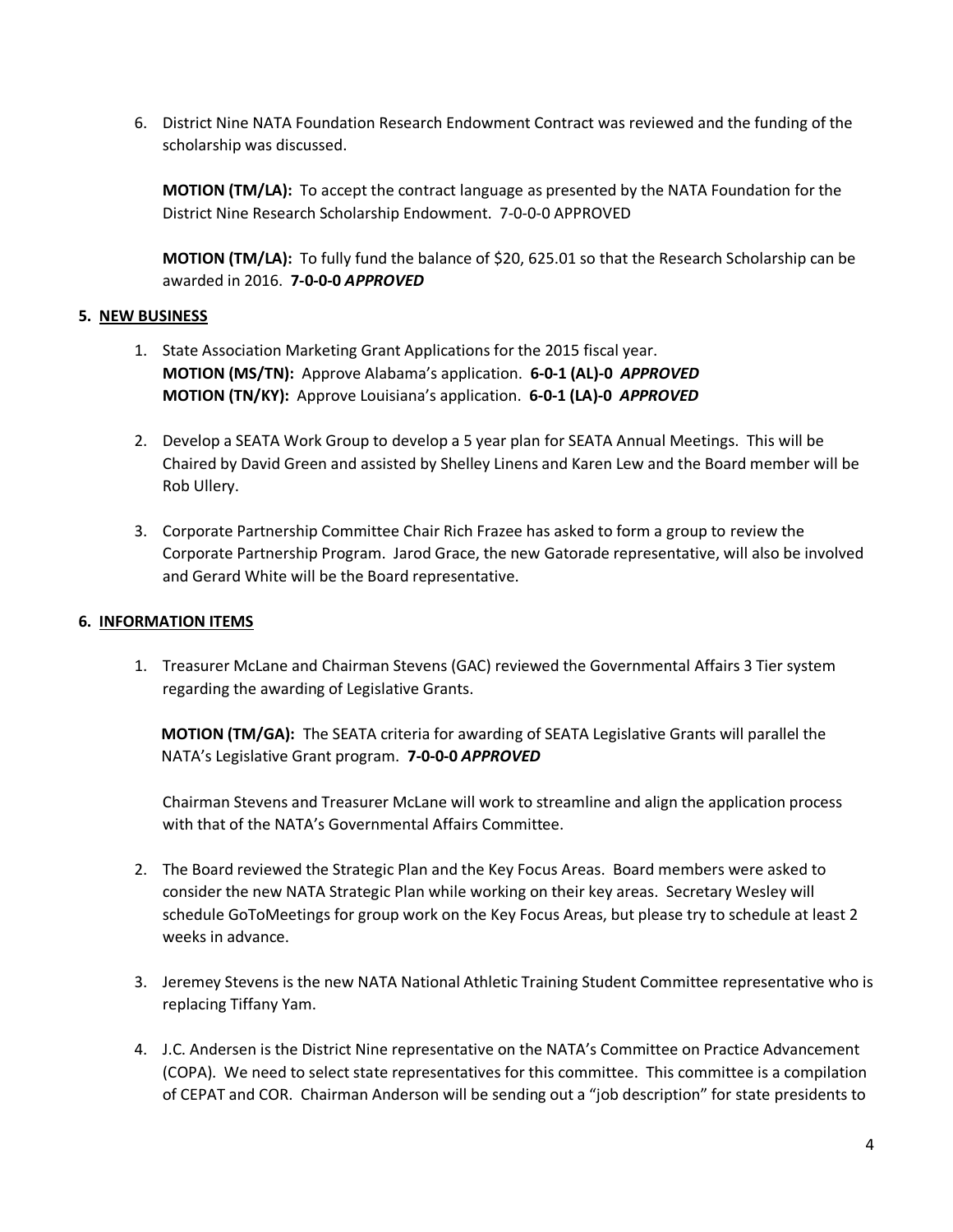6. District Nine NATA Foundation Research Endowment Contract was reviewed and the funding of the scholarship was discussed.

   **MOTION (TM/LA):** To accept the contract language as presented by the NATA Foundation for the District Nine Research Scholarship Endowment. 7-0-0-0 APPROVED

   **MOTION (TM/LA):** To fully fund the balance of $20, 625.01 so that the Research Scholarship can be awarded in 2016. **7-0-0-0** ***APPROVED***

## 5. NEW BUSINESS

1. State Association Marketing Grant Applications for the 2015 fiscal year.
   **MOTION (MS/TN):** Approve Alabama's application. **6-0-1 (AL)-0** ***APPROVED***
   **MOTION (TN/KY):** Approve Louisiana's application. **6-0-1 (LA)-0** ***APPROVED***

2. Develop a SEATA Work Group to develop a 5 year plan for SEATA Annual Meetings. This will be Chaired by David Green and assisted by Shelley Linens and Karen Lew and the Board member will be Rob Ullery.

3. Corporate Partnership Committee Chair Rich Frazee has asked to form a group to review the Corporate Partnership Program. Jarod Grace, the new Gatorade representative, will also be involved and Gerard White will be the Board representative.

## 6. INFORMATION ITEMS

1. Treasurer McLane and Chairman Stevens (GAC) reviewed the Governmental Affairs 3 Tier system regarding the awarding of Legislative Grants.

   **MOTION (TM/GA):** The SEATA criteria for awarding of SEATA Legislative Grants will parallel the NATA's Legislative Grant program. **7-0-0-0** ***APPROVED***

   Chairman Stevens and Treasurer McLane will work to streamline and align the application process with that of the NATA's Governmental Affairs Committee.

2. The Board reviewed the Strategic Plan and the Key Focus Areas. Board members were asked to consider the new NATA Strategic Plan while working on their key areas. Secretary Wesley will schedule GoToMeetings for group work on the Key Focus Areas, but please try to schedule at least 2 weeks in advance.

3. Jeremey Stevens is the new NATA National Athletic Training Student Committee representative who is replacing Tiffany Yam.

4. J.C. Andersen is the District Nine representative on the NATA's Committee on Practice Advancement (COPA). We need to select state representatives for this committee. This committee is a compilation of CEPAT and COR. Chairman Anderson will be sending out a "job description" for state presidents to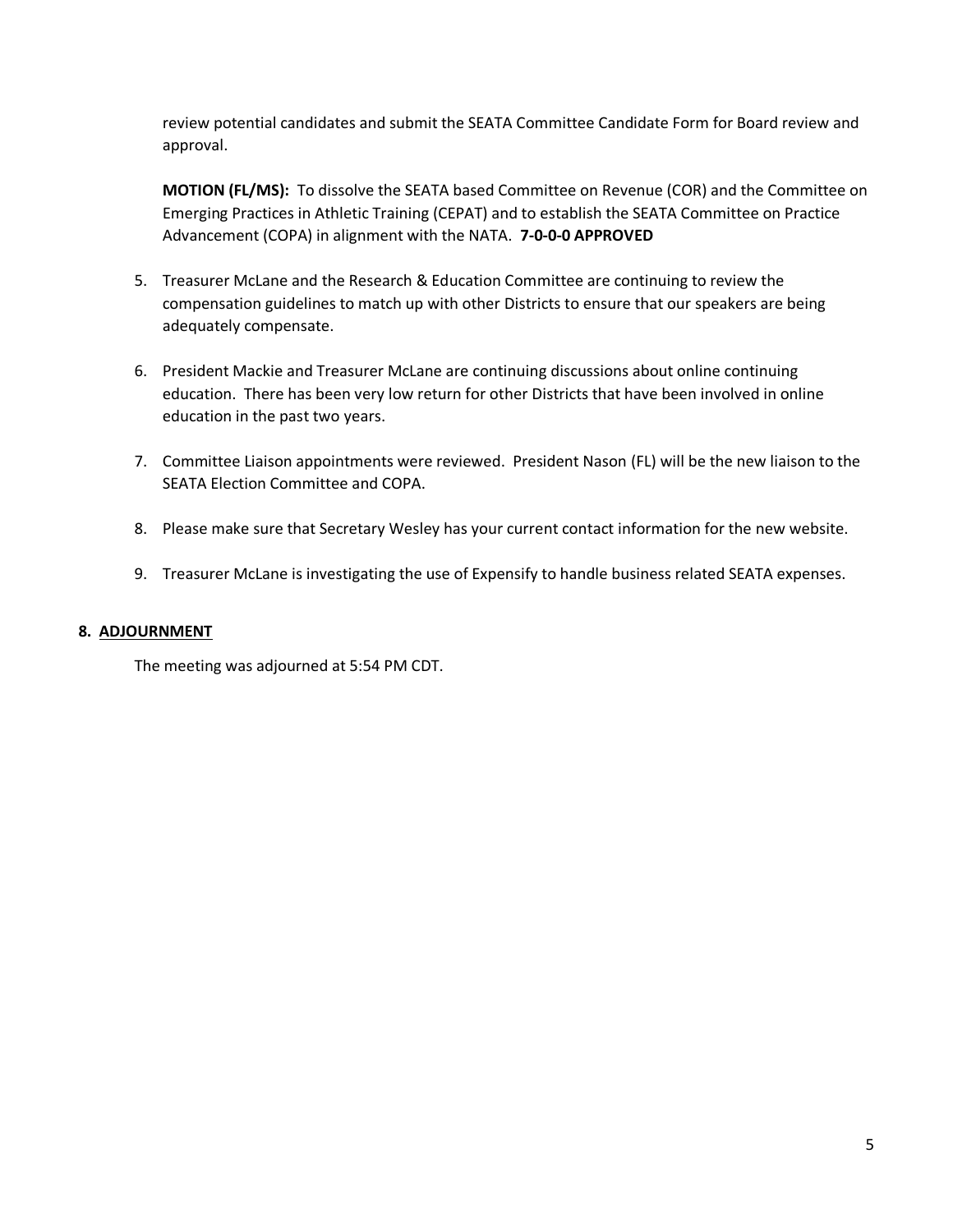review potential candidates and submit the SEATA Committee Candidate Form for Board review and approval.

**MOTION (FL/MS):** To dissolve the SEATA based Committee on Revenue (COR) and the Committee on Emerging Practices in Athletic Training (CEPAT) and to establish the SEATA Committee on Practice Advancement (COPA) in alignment with the NATA. **7-0-0-0 APPROVED**

5. Treasurer McLane and the Research & Education Committee are continuing to review the compensation guidelines to match up with other Districts to ensure that our speakers are being adequately compensate.
6. President Mackie and Treasurer McLane are continuing discussions about online continuing education. There has been very low return for other Districts that have been involved in online education in the past two years.
7. Committee Liaison appointments were reviewed. President Nason (FL) will be the new liaison to the SEATA Election Committee and COPA.
8. Please make sure that Secretary Wesley has your current contact information for the new website.
9. Treasurer McLane is investigating the use of Expensify to handle business related SEATA expenses.

**8. <u>ADJOURNMENT</u>**

The meeting was adjourned at 5:54 PM CDT.